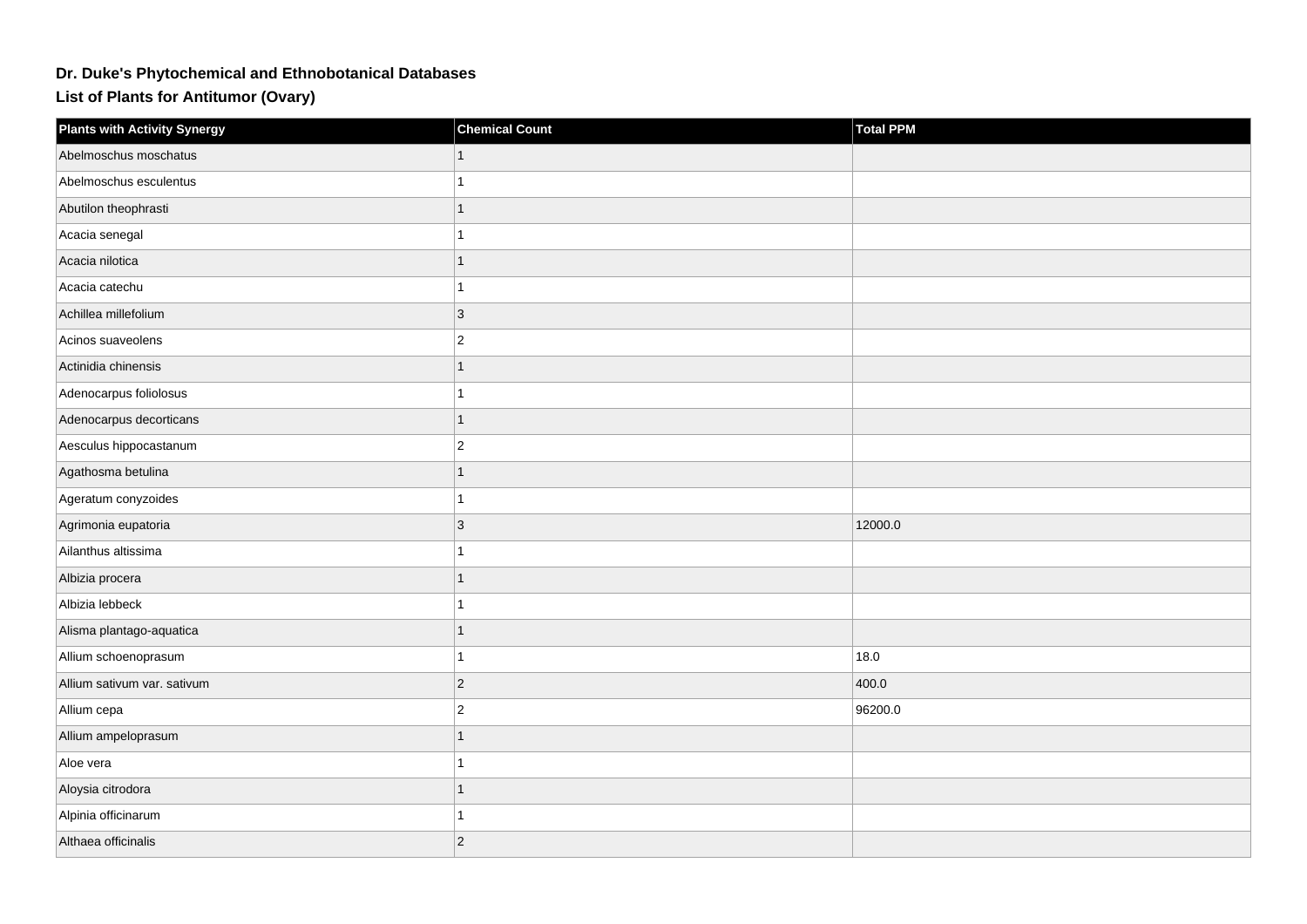# Dr. Duke's Phytochemical and Ethnobotanical Databases

## List of Plants for Antitumor (Ovary)

| Plants with Activity Synergy | Chemical Count | Total PPM |
|---|---|---|
| Abelmoschus moschatus | 1 | |
| Abelmoschus esculentus | 1 | |
| Abutilon theophrasti | 1 | |
| Acacia senegal | 1 | |
| Acacia nilotica | 1 | |
| Acacia catechu | 1 | |
| Achillea millefolium | 3 | |
| Acinos suaveolens | 2 | |
| Actinidia chinensis | 1 | |
| Adenocarpus foliolosus | 1 | |
| Adenocarpus decorticans | 1 | |
| Aesculus hippocastanum | 2 | |
| Agathosma betulina | 1 | |
| Ageratum conyzoides | 1 | |
| Agrimonia eupatoria | 3 | 12000.0 |
| Ailanthus altissima | 1 | |
| Albizia procera | 1 | |
| Albizia lebbeck | 1 | |
| Alisma plantago-aquatica | 1 | |
| Allium schoenoprasum | 1 | 18.0 |
| Allium sativum var. sativum | 2 | 400.0 |
| Allium cepa | 2 | 96200.0 |
| Allium ampeloprasum | 1 | |
| Aloe vera | 1 | |
| Aloysia citrodora | 1 | |
| Alpinia officinarum | 1 | |
| Althaea officinalis | 2 | |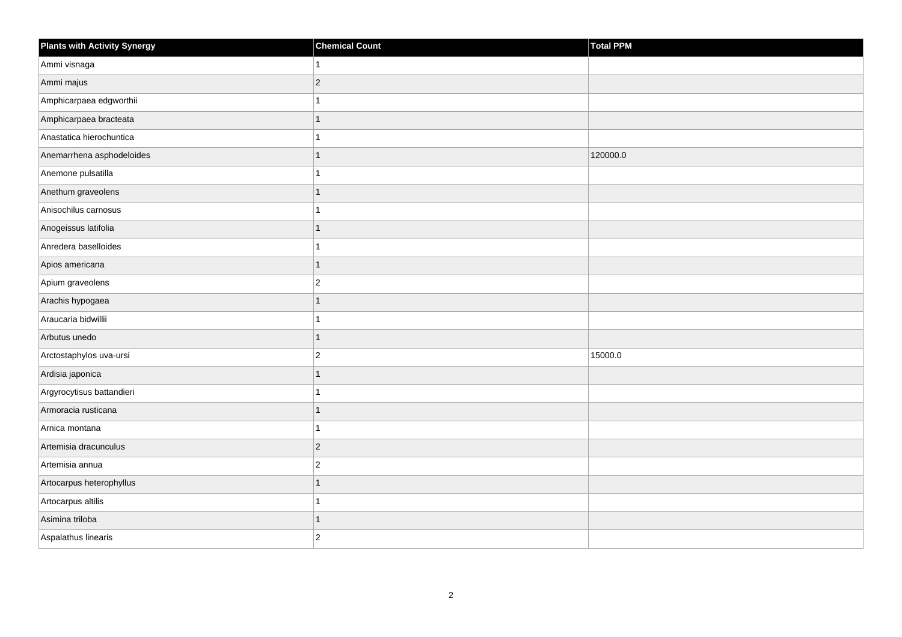| Plants with Activity Synergy | Chemical Count | Total PPM |
| --- | --- | --- |
| Ammi visnaga | 1 | |
| Ammi majus | 2 | |
| Amphicarpaea edgworthii | 1 | |
| Amphicarpaea bracteata | 1 | |
| Anastatica hierochuntica | 1 | |
| Anemarrhena asphodeloides | 1 | 120000.0 |
| Anemone pulsatilla | 1 | |
| Anethum graveolens | 1 | |
| Anisochilus carnosus | 1 | |
| Anogeissus latifolia | 1 | |
| Anredera baselloides | 1 | |
| Apios americana | 1 | |
| Apium graveolens | 2 | |
| Arachis hypogaea | 1 | |
| Araucaria bidwillii | 1 | |
| Arbutus unedo | 1 | |
| Arctostaphylos uva-ursi | 2 | 15000.0 |
| Ardisia japonica | 1 | |
| Argyrocytisus battandieri | 1 | |
| Armoracia rusticana | 1 | |
| Arnica montana | 1 | |
| Artemisia dracunculus | 2 | |
| Artemisia annua | 2 | |
| Artocarpus heterophyllus | 1 | |
| Artocarpus altilis | 1 | |
| Asimina triloba | 1 | |
| Aspalathus linearis | 2 | |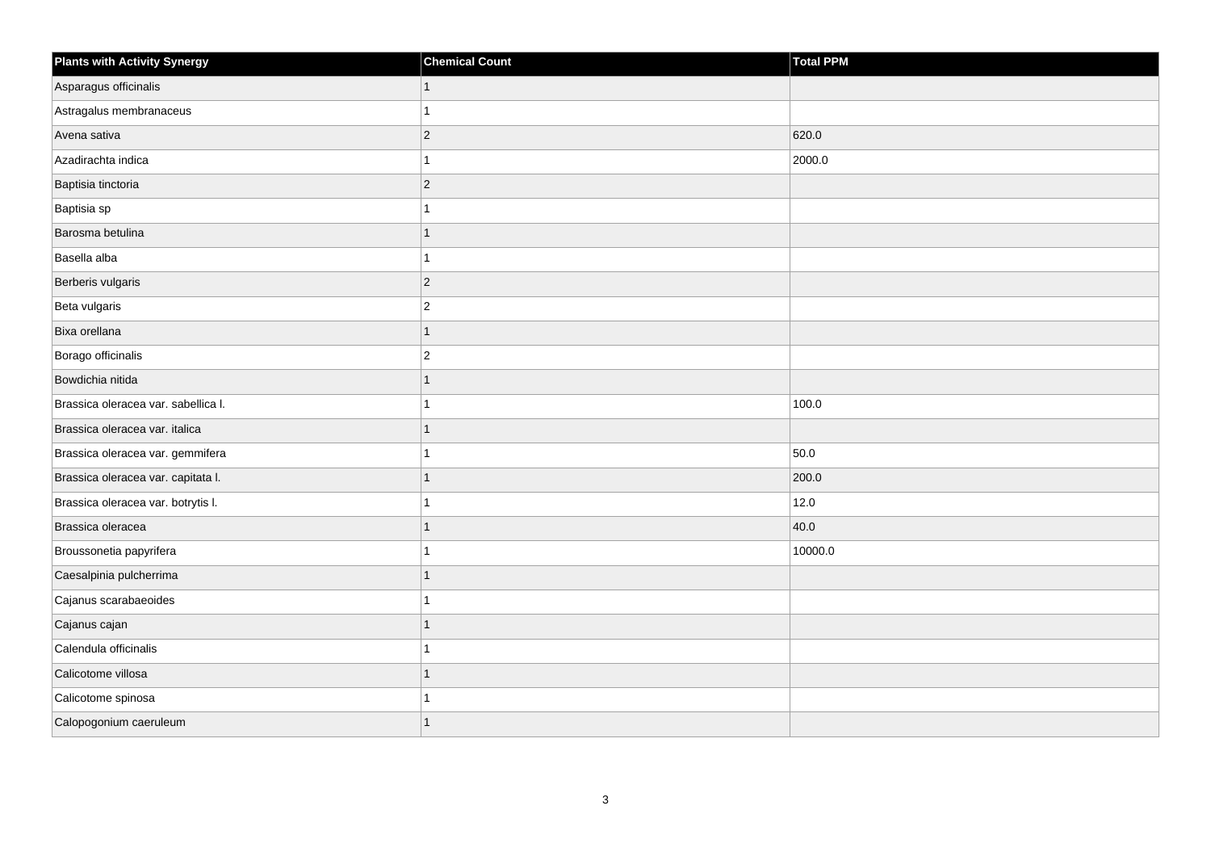| Plants with Activity Synergy | Chemical Count | Total PPM |
| --- | --- | --- |
| Asparagus officinalis | 1 | |
| Astragalus membranaceus | 1 | |
| Avena sativa | 2 | 620.0 |
| Azadirachta indica | 1 | 2000.0 |
| Baptisia tinctoria | 2 | |
| Baptisia sp | 1 | |
| Barosma betulina | 1 | |
| Basella alba | 1 | |
| Berberis vulgaris | 2 | |
| Beta vulgaris | 2 | |
| Bixa orellana | 1 | |
| Borago officinalis | 2 | |
| Bowdichia nitida | 1 | |
| Brassica oleracea var. sabellica l. | 1 | 100.0 |
| Brassica oleracea var. italica | 1 | |
| Brassica oleracea var. gemmifera | 1 | 50.0 |
| Brassica oleracea var. capitata l. | 1 | 200.0 |
| Brassica oleracea var. botrytis l. | 1 | 12.0 |
| Brassica oleracea | 1 | 40.0 |
| Broussonetia papyrifera | 1 | 10000.0 |
| Caesalpinia pulcherrima | 1 | |
| Cajanus scarabaeoides | 1 | |
| Cajanus cajan | 1 | |
| Calendula officinalis | 1 | |
| Calicotome villosa | 1 | |
| Calicotome spinosa | 1 | |
| Calopogonium caeruleum | 1 | |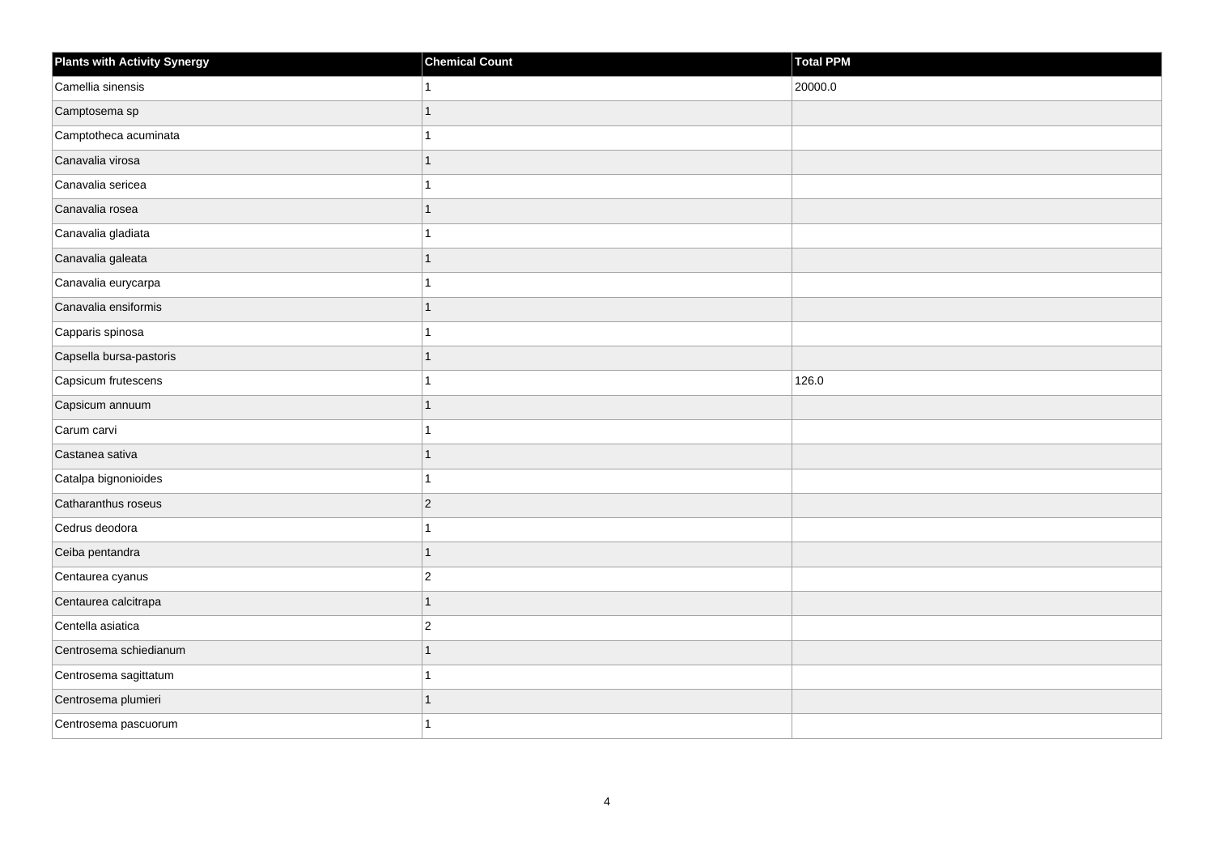| Plants with Activity Synergy | Chemical Count | Total PPM |
| --- | --- | --- |
| Camellia sinensis | 1 | 20000.0 |
| Camptosema sp | 1 | |
| Camptotheca acuminata | 1 | |
| Canavalia virosa | 1 | |
| Canavalia sericea | 1 | |
| Canavalia rosea | 1 | |
| Canavalia gladiata | 1 | |
| Canavalia galeata | 1 | |
| Canavalia eurycarpa | 1 | |
| Canavalia ensiformis | 1 | |
| Capparis spinosa | 1 | |
| Capsella bursa-pastoris | 1 | |
| Capsicum frutescens | 1 | 126.0 |
| Capsicum annuum | 1 | |
| Carum carvi | 1 | |
| Castanea sativa | 1 | |
| Catalpa bignonioides | 1 | |
| Catharanthus roseus | 2 | |
| Cedrus deodora | 1 | |
| Ceiba pentandra | 1 | |
| Centaurea cyanus | 2 | |
| Centaurea calcitrapa | 1 | |
| Centella asiatica | 2 | |
| Centrosema schiedianum | 1 | |
| Centrosema sagittatum | 1 | |
| Centrosema plumieri | 1 | |
| Centrosema pascuorum | 1 | |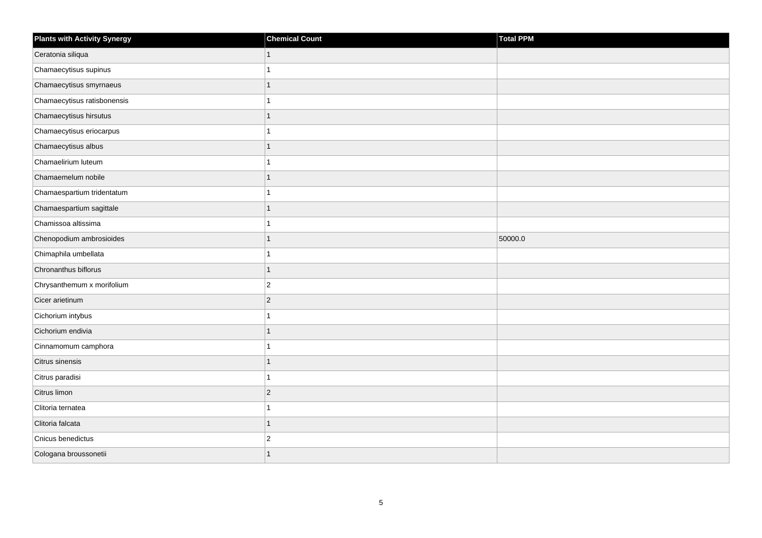| Plants with Activity Synergy | Chemical Count | Total PPM |
| --- | --- | --- |
| Ceratonia siliqua | 1 | |
| Chamaecytisus supinus | 1 | |
| Chamaecytisus smyrnaeus | 1 | |
| Chamaecytisus ratisbonensis | 1 | |
| Chamaecytisus hirsutus | 1 | |
| Chamaecytisus eriocarpus | 1 | |
| Chamaecytisus albus | 1 | |
| Chamaelirium luteum | 1 | |
| Chamaemelum nobile | 1 | |
| Chamaespartium tridentatum | 1 | |
| Chamaespartium sagittale | 1 | |
| Chamissoa altissima | 1 | |
| Chenopodium ambrosioides | 1 | 50000.0 |
| Chimaphila umbellata | 1 | |
| Chronanthus biflorus | 1 | |
| Chrysanthemum x morifolium | 2 | |
| Cicer arietinum | 2 | |
| Cichorium intybus | 1 | |
| Cichorium endivia | 1 | |
| Cinnamomum camphora | 1 | |
| Citrus sinensis | 1 | |
| Citrus paradisi | 1 | |
| Citrus limon | 2 | |
| Clitoria ternatea | 1 | |
| Clitoria falcata | 1 | |
| Cnicus benedictus | 2 | |
| Cologana broussonetii | 1 | |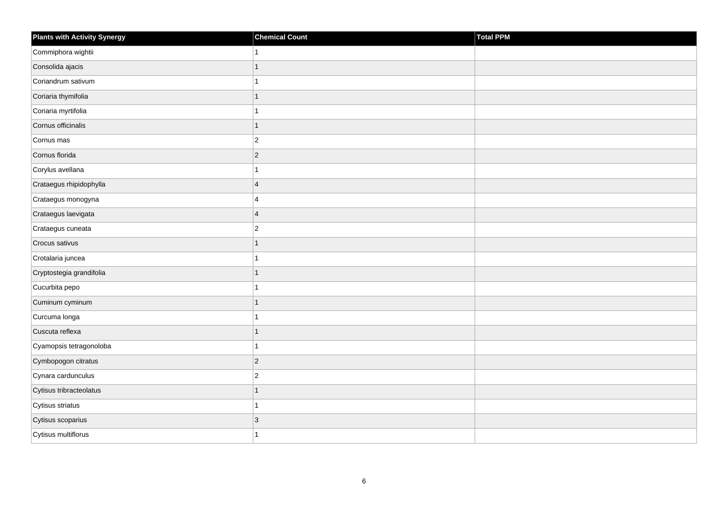| Plants with Activity Synergy | Chemical Count | Total PPM |
| --- | --- | --- |
| Commiphora wightii | 1 | |
| Consolida ajacis | 1 | |
| Coriandrum sativum | 1 | |
| Coriaria thymifolia | 1 | |
| Coriaria myrtifolia | 1 | |
| Cornus officinalis | 1 | |
| Cornus mas | 2 | |
| Cornus florida | 2 | |
| Corylus avellana | 1 | |
| Crataegus rhipidophylla | 4 | |
| Crataegus monogyna | 4 | |
| Crataegus laevigata | 4 | |
| Crataegus cuneata | 2 | |
| Crocus sativus | 1 | |
| Crotalaria juncea | 1 | |
| Cryptostegia grandifolia | 1 | |
| Cucurbita pepo | 1 | |
| Cuminum cyminum | 1 | |
| Curcuma longa | 1 | |
| Cuscuta reflexa | 1 | |
| Cyamopsis tetragonoloba | 1 | |
| Cymbopogon citratus | 2 | |
| Cynara cardunculus | 2 | |
| Cytisus tribracteolatus | 1 | |
| Cytisus striatus | 1 | |
| Cytisus scoparius | 3 | |
| Cytisus multiflorus | 1 | |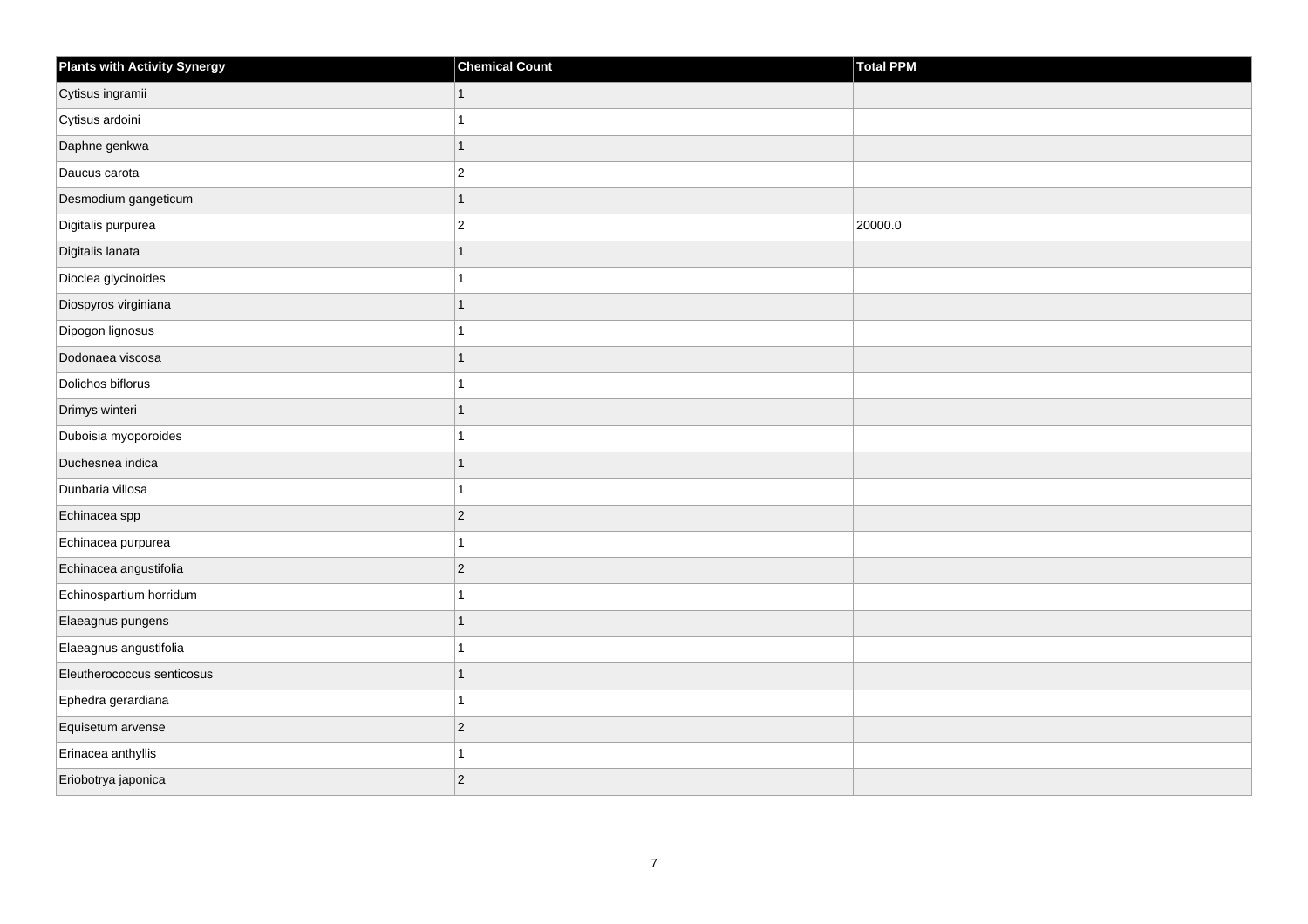| Plants with Activity Synergy | Chemical Count | Total PPM |
| --- | --- | --- |
| Cytisus ingramii | 1 | |
| Cytisus ardoini | 1 | |
| Daphne genkwa | 1 | |
| Daucus carota | 2 | |
| Desmodium gangeticum | 1 | |
| Digitalis purpurea | 2 | 20000.0 |
| Digitalis lanata | 1 | |
| Dioclea glycinoides | 1 | |
| Diospyros virginiana | 1 | |
| Dipogon lignosus | 1 | |
| Dodonaea viscosa | 1 | |
| Dolichos biflorus | 1 | |
| Drimys winteri | 1 | |
| Duboisia myoporoides | 1 | |
| Duchesnea indica | 1 | |
| Dunbaria villosa | 1 | |
| Echinacea spp | 2 | |
| Echinacea purpurea | 1 | |
| Echinacea angustifolia | 2 | |
| Echinospartium horridum | 1 | |
| Elaeagnus pungens | 1 | |
| Elaeagnus angustifolia | 1 | |
| Eleutherococcus senticosus | 1 | |
| Ephedra gerardiana | 1 | |
| Equisetum arvense | 2 | |
| Erinacea anthyllis | 1 | |
| Eriobotrya japonica | 2 | |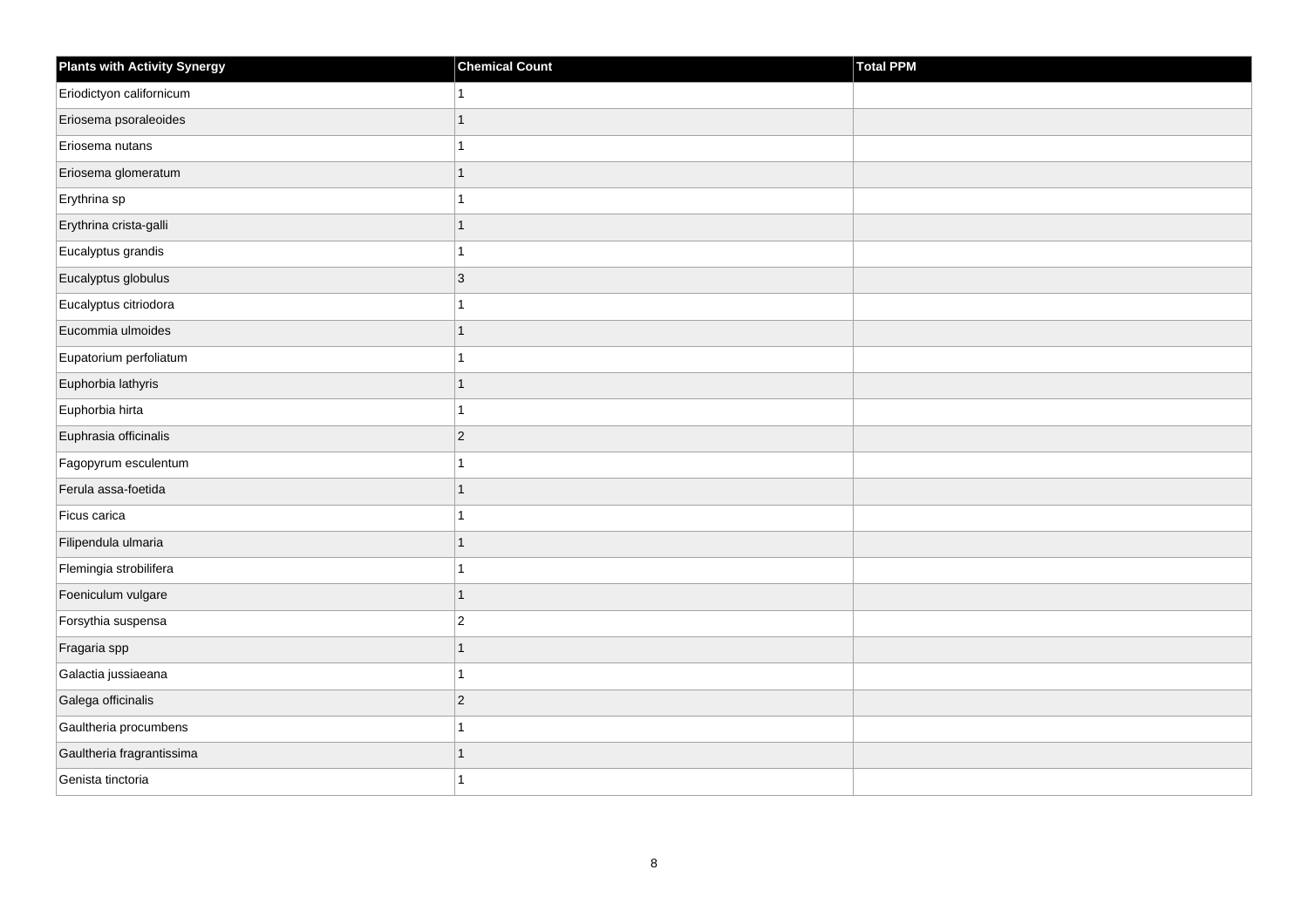| Plants with Activity Synergy | Chemical Count | Total PPM |
| --- | --- | --- |
| Eriodictyon californicum | 1 | |
| Eriosema psoraleoides | 1 | |
| Eriosema nutans | 1 | |
| Eriosema glomeratum | 1 | |
| Erythrina sp | 1 | |
| Erythrina crista-galli | 1 | |
| Eucalyptus grandis | 1 | |
| Eucalyptus globulus | 3 | |
| Eucalyptus citriodora | 1 | |
| Eucommia ulmoides | 1 | |
| Eupatorium perfoliatum | 1 | |
| Euphorbia lathyris | 1 | |
| Euphorbia hirta | 1 | |
| Euphrasia officinalis | 2 | |
| Fagopyrum esculentum | 1 | |
| Ferula assa-foetida | 1 | |
| Ficus carica | 1 | |
| Filipendula ulmaria | 1 | |
| Flemingia strobilifera | 1 | |
| Foeniculum vulgare | 1 | |
| Forsythia suspensa | 2 | |
| Fragaria spp | 1 | |
| Galactia jussiaeana | 1 | |
| Galega officinalis | 2 | |
| Gaultheria procumbens | 1 | |
| Gaultheria fragrantissima | 1 | |
| Genista tinctoria | 1 | |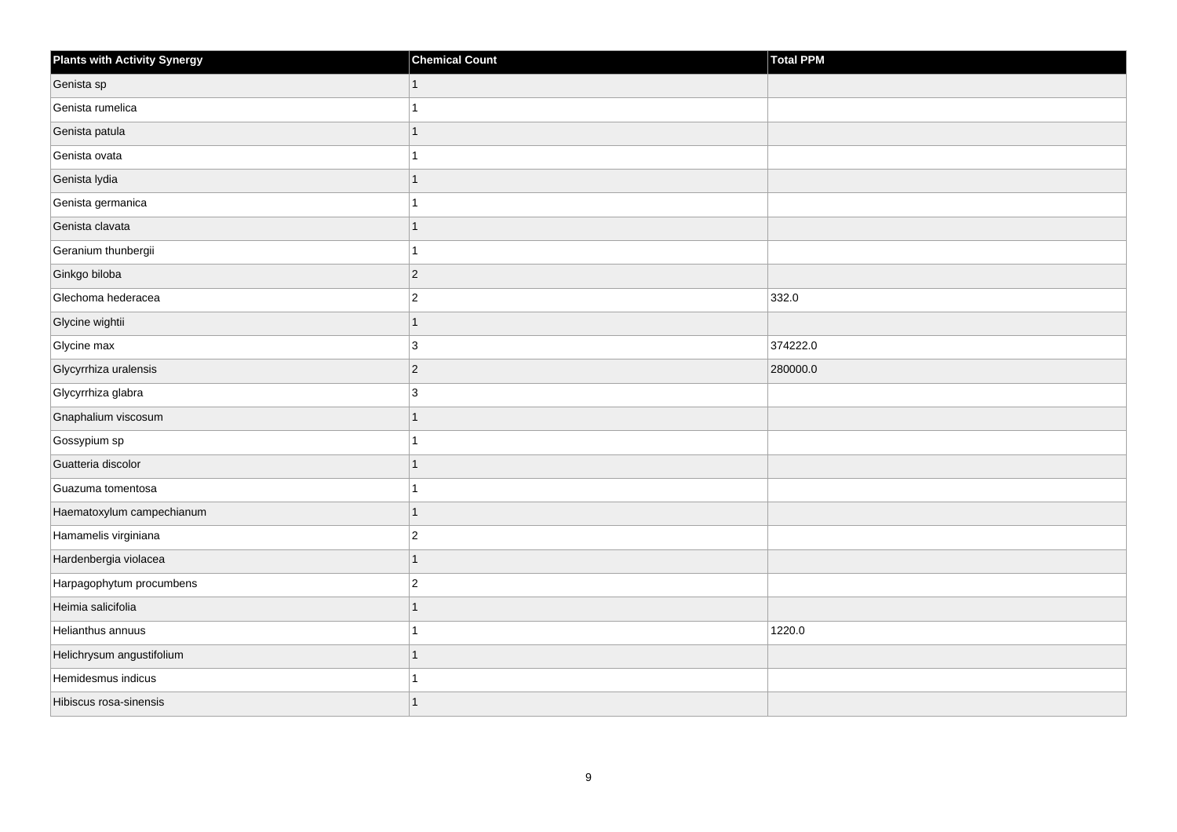| Plants with Activity Synergy | Chemical Count | Total PPM |
| --- | --- | --- |
| Genista sp | 1 | |
| Genista rumelica | 1 | |
| Genista patula | 1 | |
| Genista ovata | 1 | |
| Genista lydia | 1 | |
| Genista germanica | 1 | |
| Genista clavata | 1 | |
| Geranium thunbergii | 1 | |
| Ginkgo biloba | 2 | |
| Glechoma hederacea | 2 | 332.0 |
| Glycine wightii | 1 | |
| Glycine max | 3 | 374222.0 |
| Glycyrrhiza uralensis | 2 | 280000.0 |
| Glycyrrhiza glabra | 3 | |
| Gnaphalium viscosum | 1 | |
| Gossypium sp | 1 | |
| Guatteria discolor | 1 | |
| Guazuma tomentosa | 1 | |
| Haematoxylum campechianum | 1 | |
| Hamamelis virginiana | 2 | |
| Hardenbergia violacea | 1 | |
| Harpagophytum procumbens | 2 | |
| Heimia salicifolia | 1 | |
| Helianthus annuus | 1 | 1220.0 |
| Helichrysum angustifolium | 1 | |
| Hemidesmus indicus | 1 | |
| Hibiscus rosa-sinensis | 1 | |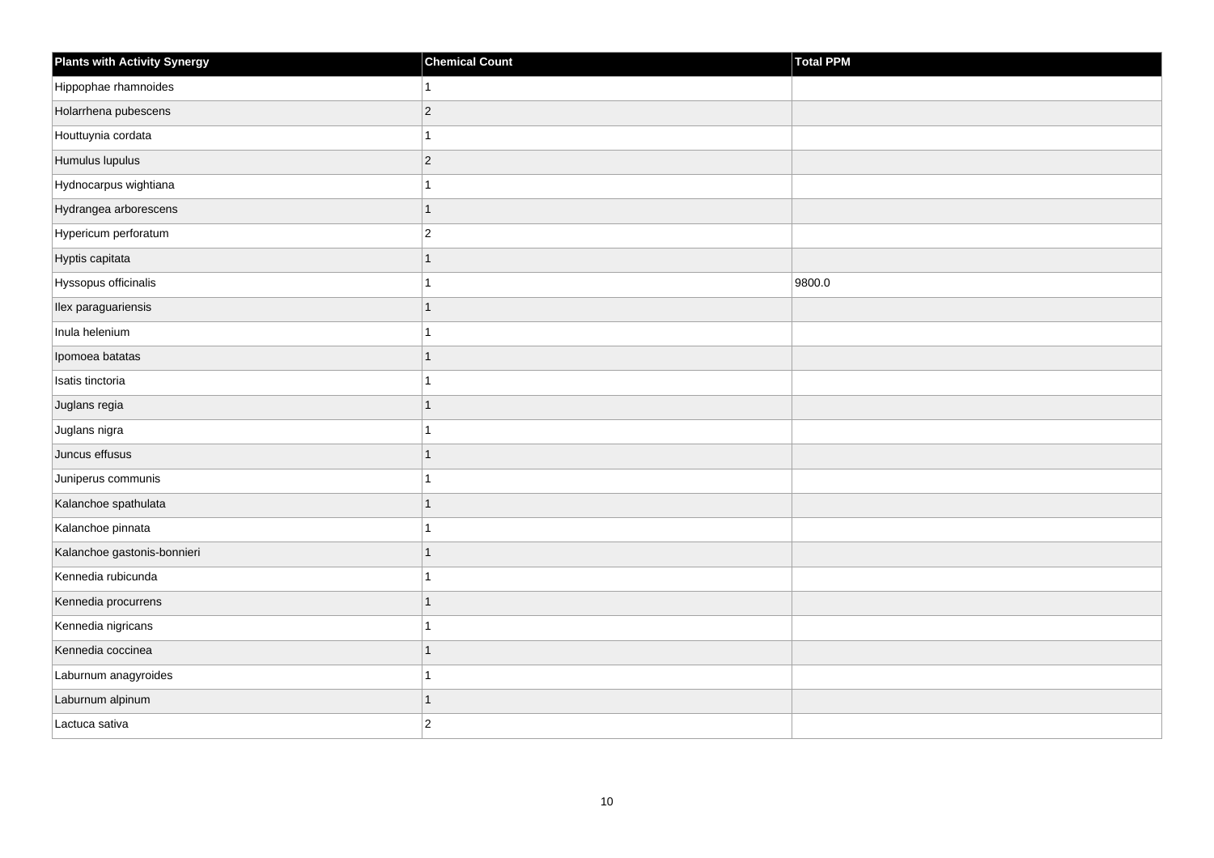| Plants with Activity Synergy | Chemical Count | Total PPM |
| --- | --- | --- |
| Hippophae rhamnoides | 1 | |
| Holarrhena pubescens | 2 | |
| Houttuynia cordata | 1 | |
| Humulus lupulus | 2 | |
| Hydnocarpus wightiana | 1 | |
| Hydrangea arborescens | 1 | |
| Hypericum perforatum | 2 | |
| Hyptis capitata | 1 | |
| Hyssopus officinalis | 1 | 9800.0 |
| Ilex paraguariensis | 1 | |
| Inula helenium | 1 | |
| Ipomoea batatas | 1 | |
| Isatis tinctoria | 1 | |
| Juglans regia | 1 | |
| Juglans nigra | 1 | |
| Juncus effusus | 1 | |
| Juniperus communis | 1 | |
| Kalanchoe spathulata | 1 | |
| Kalanchoe pinnata | 1 | |
| Kalanchoe gastonis-bonnieri | 1 | |
| Kennedia rubicunda | 1 | |
| Kennedia procurrens | 1 | |
| Kennedia nigricans | 1 | |
| Kennedia coccinea | 1 | |
| Laburnum anagyroides | 1 | |
| Laburnum alpinum | 1 | |
| Lactuca sativa | 2 | |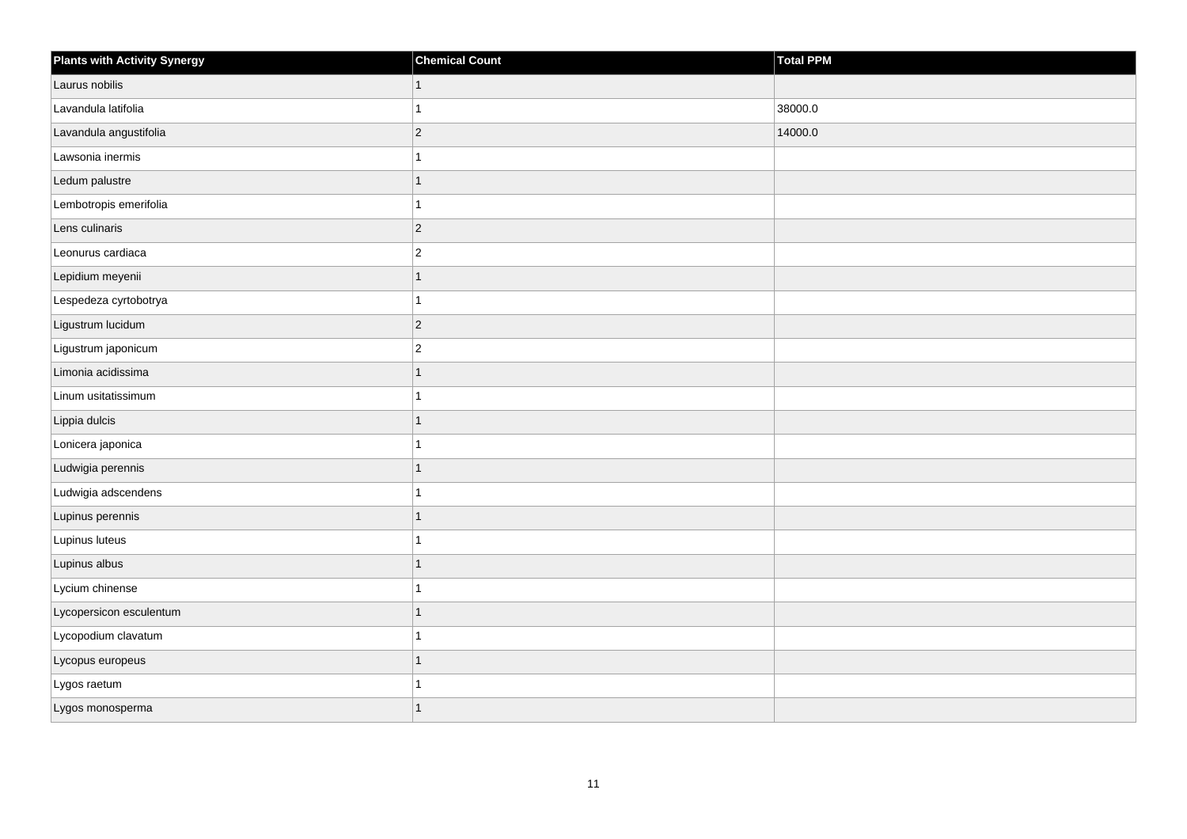| Plants with Activity Synergy | Chemical Count | Total PPM |
| --- | --- | --- |
| Laurus nobilis | 1 | |
| Lavandula latifolia | 1 | 38000.0 |
| Lavandula angustifolia | 2 | 14000.0 |
| Lawsonia inermis | 1 | |
| Ledum palustre | 1 | |
| Lembotropis emerifolia | 1 | |
| Lens culinaris | 2 | |
| Leonurus cardiaca | 2 | |
| Lepidium meyenii | 1 | |
| Lespedeza cyrtobotrya | 1 | |
| Ligustrum lucidum | 2 | |
| Ligustrum japonicum | 2 | |
| Limonia acidissima | 1 | |
| Linum usitatissimum | 1 | |
| Lippia dulcis | 1 | |
| Lonicera japonica | 1 | |
| Ludwigia perennis | 1 | |
| Ludwigia adscendens | 1 | |
| Lupinus perennis | 1 | |
| Lupinus luteus | 1 | |
| Lupinus albus | 1 | |
| Lycium chinense | 1 | |
| Lycopersicon esculentum | 1 | |
| Lycopodium clavatum | 1 | |
| Lycopus europeus | 1 | |
| Lygos raetum | 1 | |
| Lygos monosperma | 1 | |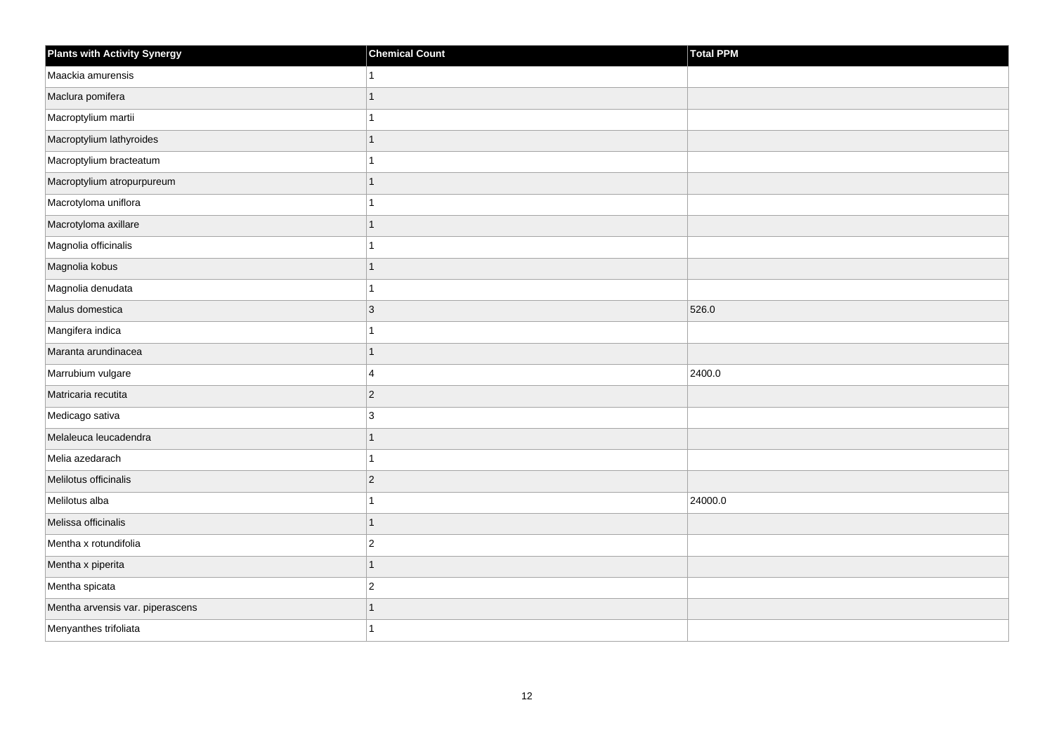| Plants with Activity Synergy | Chemical Count | Total PPM |
| --- | --- | --- |
| Maackia amurensis | 1 | |
| Maclura pomifera | 1 | |
| Macroptylium martii | 1 | |
| Macroptylium lathyroides | 1 | |
| Macroptylium bracteatum | 1 | |
| Macroptylium atropurpureum | 1 | |
| Macrotyloma uniflora | 1 | |
| Macrotyloma axillare | 1 | |
| Magnolia officinalis | 1 | |
| Magnolia kobus | 1 | |
| Magnolia denudata | 1 | |
| Malus domestica | 3 | 526.0 |
| Mangifera indica | 1 | |
| Maranta arundinacea | 1 | |
| Marrubium vulgare | 4 | 2400.0 |
| Matricaria recutita | 2 | |
| Medicago sativa | 3 | |
| Melaleuca leucadendra | 1 | |
| Melia azedarach | 1 | |
| Melilotus officinalis | 2 | |
| Melilotus alba | 1 | 24000.0 |
| Melissa officinalis | 1 | |
| Mentha x rotundifolia | 2 | |
| Mentha x piperita | 1 | |
| Mentha spicata | 2 | |
| Mentha arvensis var. piperascens | 1 | |
| Menyanthes trifoliata | 1 | |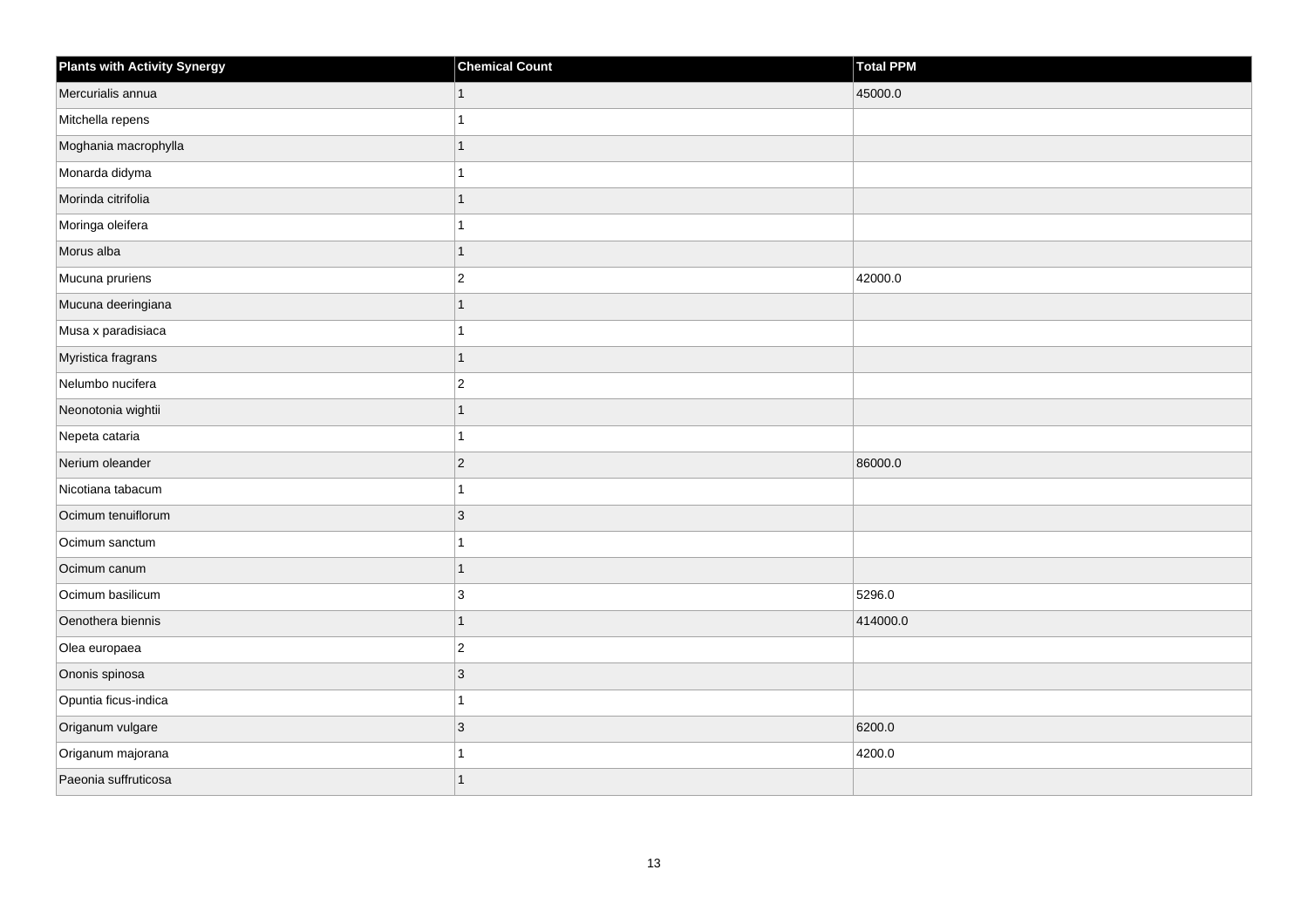| Plants with Activity Synergy | Chemical Count | Total PPM |
| --- | --- | --- |
| Mercurialis annua | 1 | 45000.0 |
| Mitchella repens | 1 | |
| Moghania macrophylla | 1 | |
| Monarda didyma | 1 | |
| Morinda citrifolia | 1 | |
| Moringa oleifera | 1 | |
| Morus alba | 1 | |
| Mucuna pruriens | 2 | 42000.0 |
| Mucuna deeringiana | 1 | |
| Musa x paradisiaca | 1 | |
| Myristica fragrans | 1 | |
| Nelumbo nucifera | 2 | |
| Neonotonia wightii | 1 | |
| Nepeta cataria | 1 | |
| Nerium oleander | 2 | 86000.0 |
| Nicotiana tabacum | 1 | |
| Ocimum tenuiflorum | 3 | |
| Ocimum sanctum | 1 | |
| Ocimum canum | 1 | |
| Ocimum basilicum | 3 | 5296.0 |
| Oenothera biennis | 1 | 414000.0 |
| Olea europaea | 2 | |
| Ononis spinosa | 3 | |
| Opuntia ficus-indica | 1 | |
| Origanum vulgare | 3 | 6200.0 |
| Origanum majorana | 1 | 4200.0 |
| Paeonia suffruticosa | 1 | |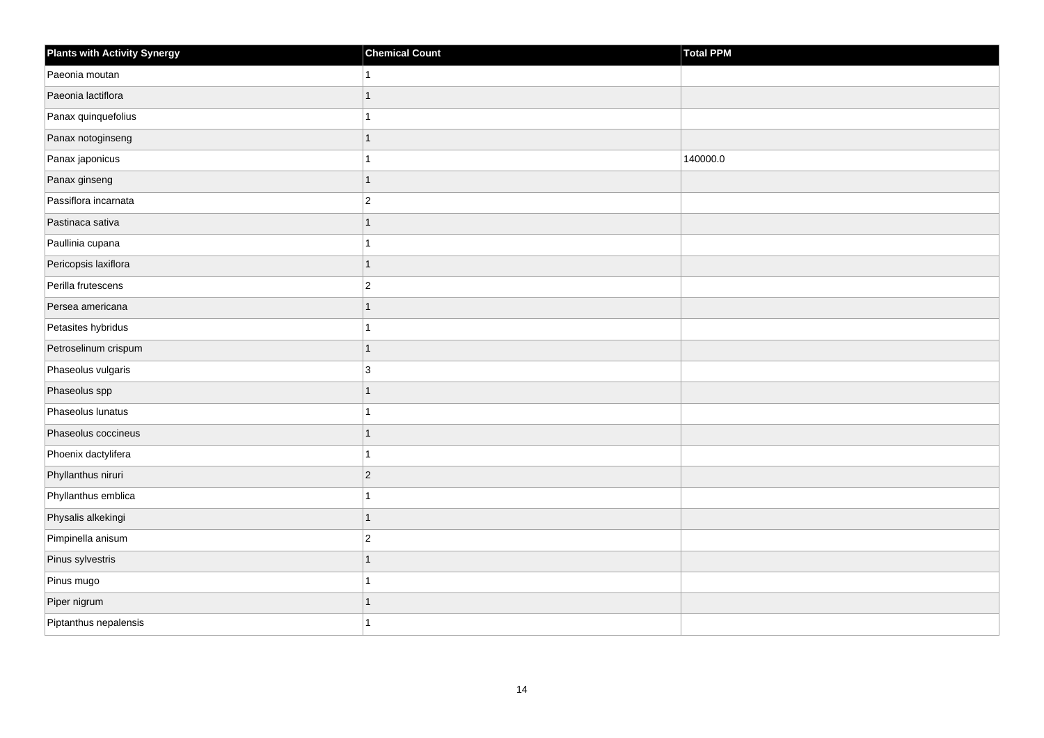| Plants with Activity Synergy | Chemical Count | Total PPM |
|---|---|---|
| Paeonia moutan | 1 | |
| Paeonia lactiflora | 1 | |
| Panax quinquefolius | 1 | |
| Panax notoginseng | 1 | |
| Panax japonicus | 1 | 140000.0 |
| Panax ginseng | 1 | |
| Passiflora incarnata | 2 | |
| Pastinaca sativa | 1 | |
| Paullinia cupana | 1 | |
| Pericopsis laxiflora | 1 | |
| Perilla frutescens | 2 | |
| Persea americana | 1 | |
| Petasites hybridus | 1 | |
| Petroselinum crispum | 1 | |
| Phaseolus vulgaris | 3 | |
| Phaseolus spp | 1 | |
| Phaseolus lunatus | 1 | |
| Phaseolus coccineus | 1 | |
| Phoenix dactylifera | 1 | |
| Phyllanthus niruri | 2 | |
| Phyllanthus emblica | 1 | |
| Physalis alkekingi | 1 | |
| Pimpinella anisum | 2 | |
| Pinus sylvestris | 1 | |
| Pinus mugo | 1 | |
| Piper nigrum | 1 | |
| Piptanthus nepalensis | 1 | |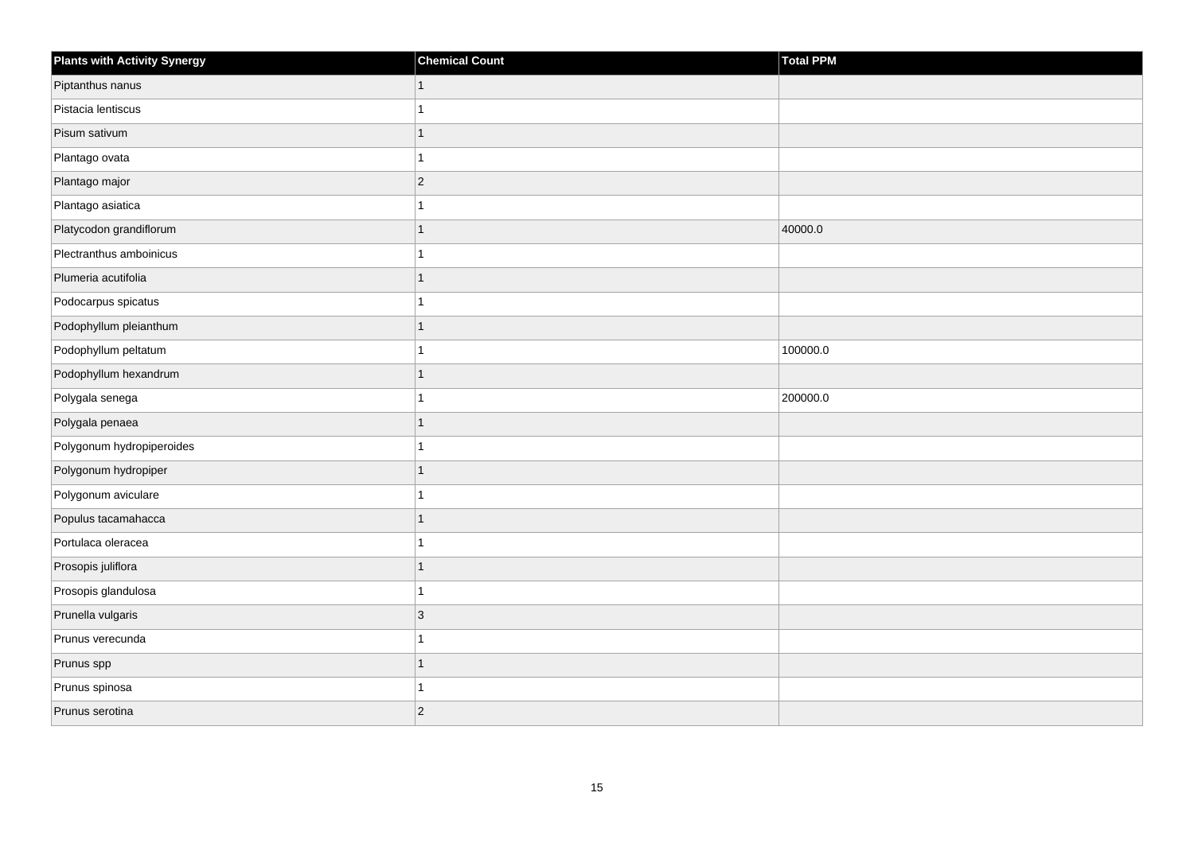| Plants with Activity Synergy | Chemical Count | Total PPM |
| --- | --- | --- |
| Piptanthus nanus | 1 | |
| Pistacia lentiscus | 1 | |
| Pisum sativum | 1 | |
| Plantago ovata | 1 | |
| Plantago major | 2 | |
| Plantago asiatica | 1 | |
| Platycodon grandiflorum | 1 | 40000.0 |
| Plectranthus amboinicus | 1 | |
| Plumeria acutifolia | 1 | |
| Podocarpus spicatus | 1 | |
| Podophyllum pleianthum | 1 | |
| Podophyllum peltatum | 1 | 100000.0 |
| Podophyllum hexandrum | 1 | |
| Polygala senega | 1 | 200000.0 |
| Polygala penaea | 1 | |
| Polygonum hydropiperoides | 1 | |
| Polygonum hydropiper | 1 | |
| Polygonum aviculare | 1 | |
| Populus tacamahacca | 1 | |
| Portulaca oleracea | 1 | |
| Prosopis juliflora | 1 | |
| Prosopis glandulosa | 1 | |
| Prunella vulgaris | 3 | |
| Prunus verecunda | 1 | |
| Prunus spp | 1 | |
| Prunus spinosa | 1 | |
| Prunus serotina | 2 | |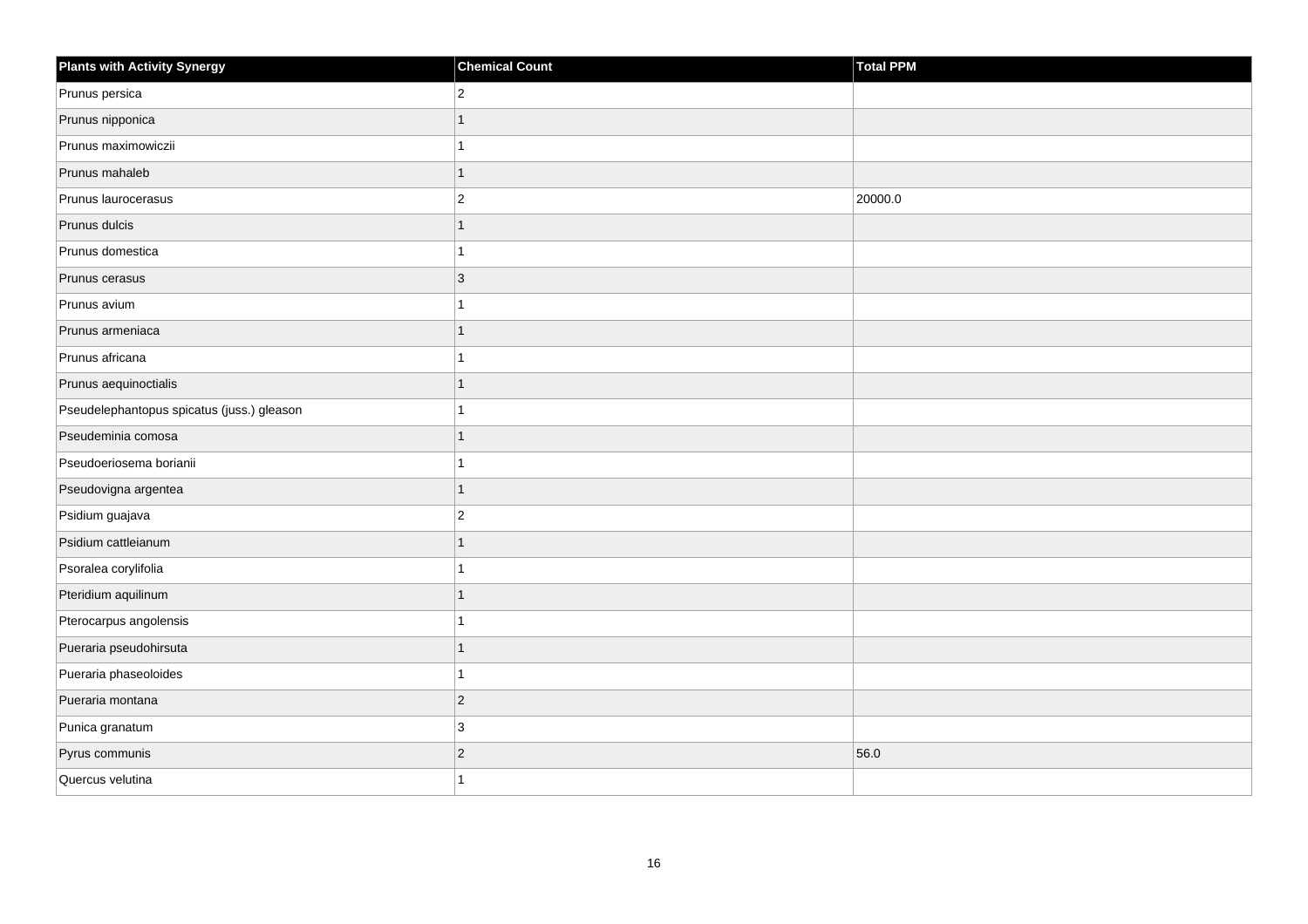| Plants with Activity Synergy | Chemical Count | Total PPM |
|---|---|---|
| Prunus persica | 2 | |
| Prunus nipponica | 1 | |
| Prunus maximowiczii | 1 | |
| Prunus mahaleb | 1 | |
| Prunus laurocerasus | 2 | 20000.0 |
| Prunus dulcis | 1 | |
| Prunus domestica | 1 | |
| Prunus cerasus | 3 | |
| Prunus avium | 1 | |
| Prunus armeniaca | 1 | |
| Prunus africana | 1 | |
| Prunus aequinoctialis | 1 | |
| Pseudelephantopus spicatus (juss.) gleason | 1 | |
| Pseudeminia comosa | 1 | |
| Pseudoeriosema borianii | 1 | |
| Pseudovigna argentea | 1 | |
| Psidium guajava | 2 | |
| Psidium cattleianum | 1 | |
| Psoralea corylifolia | 1 | |
| Pteridium aquilinum | 1 | |
| Pterocarpus angolensis | 1 | |
| Pueraria pseudohirsuta | 1 | |
| Pueraria phaseoloides | 1 | |
| Pueraria montana | 2 | |
| Punica granatum | 3 | |
| Pyrus communis | 2 | 56.0 |
| Quercus velutina | 1 | |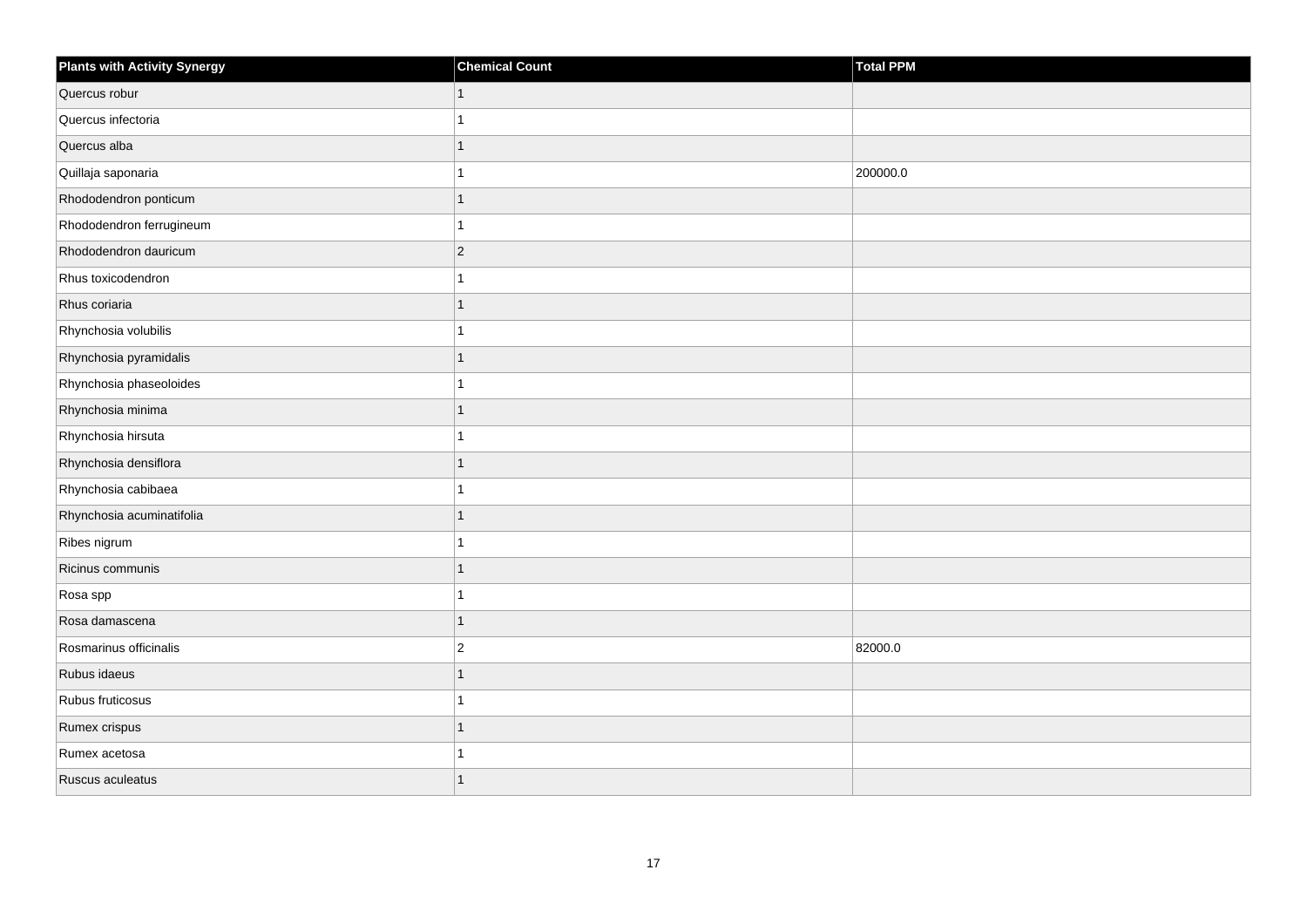| Plants with Activity Synergy | Chemical Count | Total PPM |
| --- | --- | --- |
| Quercus robur | 1 | |
| Quercus infectoria | 1 | |
| Quercus alba | 1 | |
| Quillaja saponaria | 1 | 200000.0 |
| Rhododendron ponticum | 1 | |
| Rhododendron ferrugineum | 1 | |
| Rhododendron dauricum | 2 | |
| Rhus toxicodendron | 1 | |
| Rhus coriaria | 1 | |
| Rhynchosia volubilis | 1 | |
| Rhynchosia pyramidalis | 1 | |
| Rhynchosia phaseoloides | 1 | |
| Rhynchosia minima | 1 | |
| Rhynchosia hirsuta | 1 | |
| Rhynchosia densiflora | 1 | |
| Rhynchosia cabibaea | 1 | |
| Rhynchosia acuminatifolia | 1 | |
| Ribes nigrum | 1 | |
| Ricinus communis | 1 | |
| Rosa spp | 1 | |
| Rosa damascena | 1 | |
| Rosmarinus officinalis | 2 | 82000.0 |
| Rubus idaeus | 1 | |
| Rubus fruticosus | 1 | |
| Rumex crispus | 1 | |
| Rumex acetosa | 1 | |
| Ruscus aculeatus | 1 | |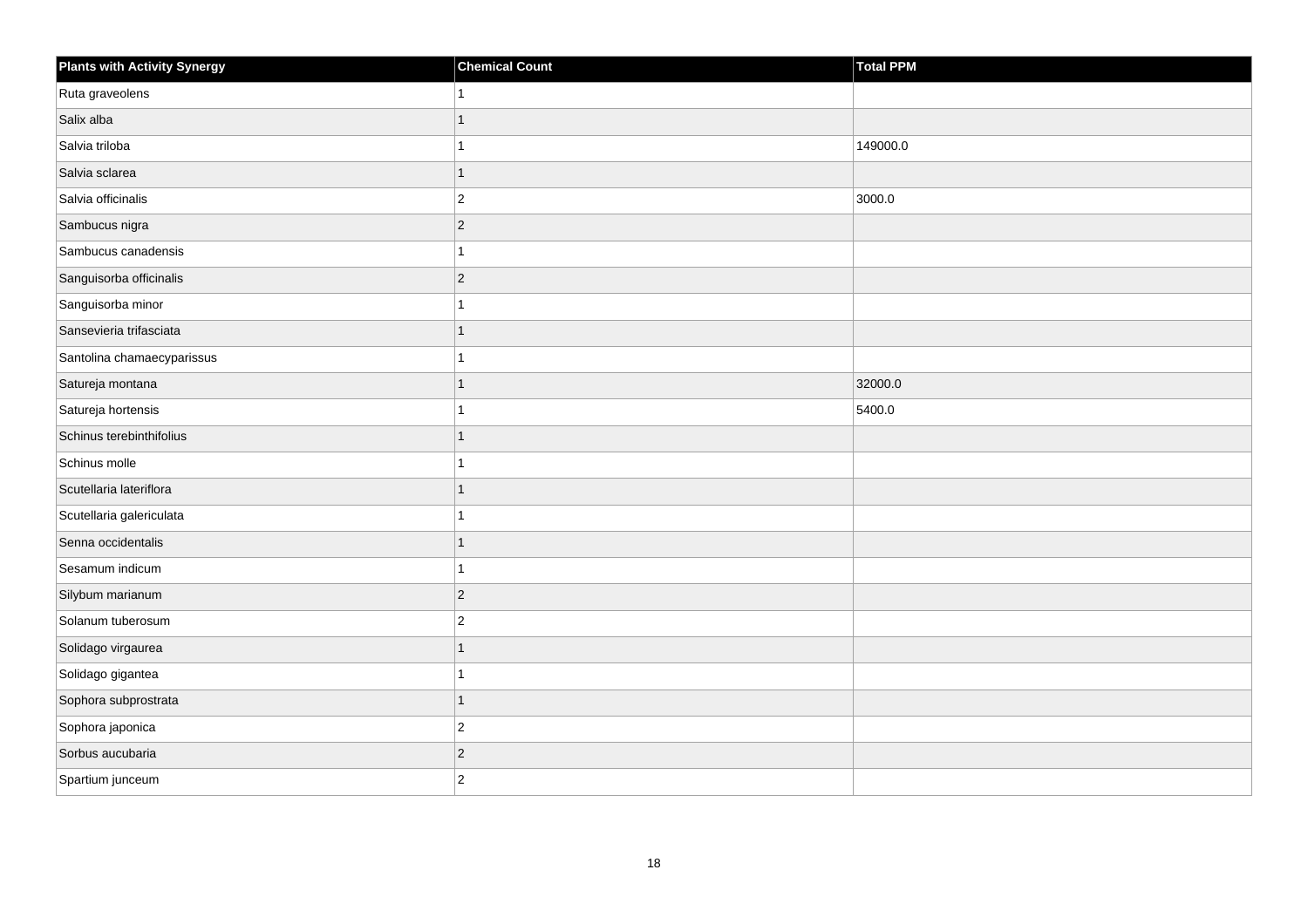| Plants with Activity Synergy | Chemical Count | Total PPM |
| --- | --- | --- |
| Ruta graveolens | 1 | |
| Salix alba | 1 | |
| Salvia triloba | 1 | 149000.0 |
| Salvia sclarea | 1 | |
| Salvia officinalis | 2 | 3000.0 |
| Sambucus nigra | 2 | |
| Sambucus canadensis | 1 | |
| Sanguisorba officinalis | 2 | |
| Sanguisorba minor | 1 | |
| Sansevieria trifasciata | 1 | |
| Santolina chamaecyparissus | 1 | |
| Satureja montana | 1 | 32000.0 |
| Satureja hortensis | 1 | 5400.0 |
| Schinus terebinthifolius | 1 | |
| Schinus molle | 1 | |
| Scutellaria lateriflora | 1 | |
| Scutellaria galericulata | 1 | |
| Senna occidentalis | 1 | |
| Sesamum indicum | 1 | |
| Silybum marianum | 2 | |
| Solanum tuberosum | 2 | |
| Solidago virgaurea | 1 | |
| Solidago gigantea | 1 | |
| Sophora subprostrata | 1 | |
| Sophora japonica | 2 | |
| Sorbus aucubaria | 2 | |
| Spartium junceum | 2 | |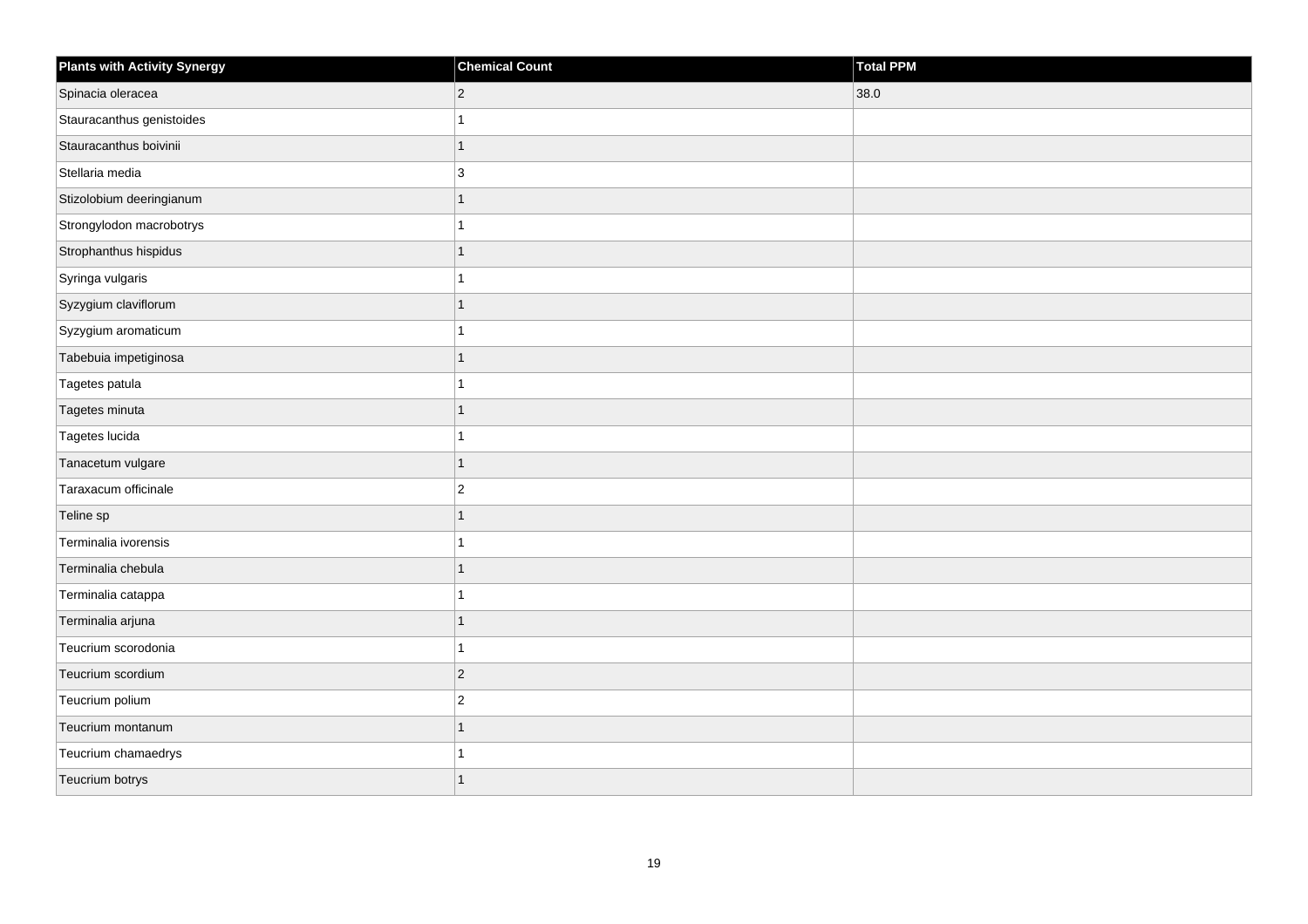| Plants with Activity Synergy | Chemical Count | Total PPM |
| --- | --- | --- |
| Spinacia oleracea | 2 | 38.0 |
| Stauracanthus genistoides | 1 | |
| Stauracanthus boivinii | 1 | |
| Stellaria media | 3 | |
| Stizolobium deeringianum | 1 | |
| Strongylodon macrobotrys | 1 | |
| Strophanthus hispidus | 1 | |
| Syringa vulgaris | 1 | |
| Syzygium claviflorum | 1 | |
| Syzygium aromaticum | 1 | |
| Tabebuia impetiginosa | 1 | |
| Tagetes patula | 1 | |
| Tagetes minuta | 1 | |
| Tagetes lucida | 1 | |
| Tanacetum vulgare | 1 | |
| Taraxacum officinale | 2 | |
| Teline sp | 1 | |
| Terminalia ivorensis | 1 | |
| Terminalia chebula | 1 | |
| Terminalia catappa | 1 | |
| Terminalia arjuna | 1 | |
| Teucrium scorodonia | 1 | |
| Teucrium scordium | 2 | |
| Teucrium polium | 2 | |
| Teucrium montanum | 1 | |
| Teucrium chamaedrys | 1 | |
| Teucrium botrys | 1 | |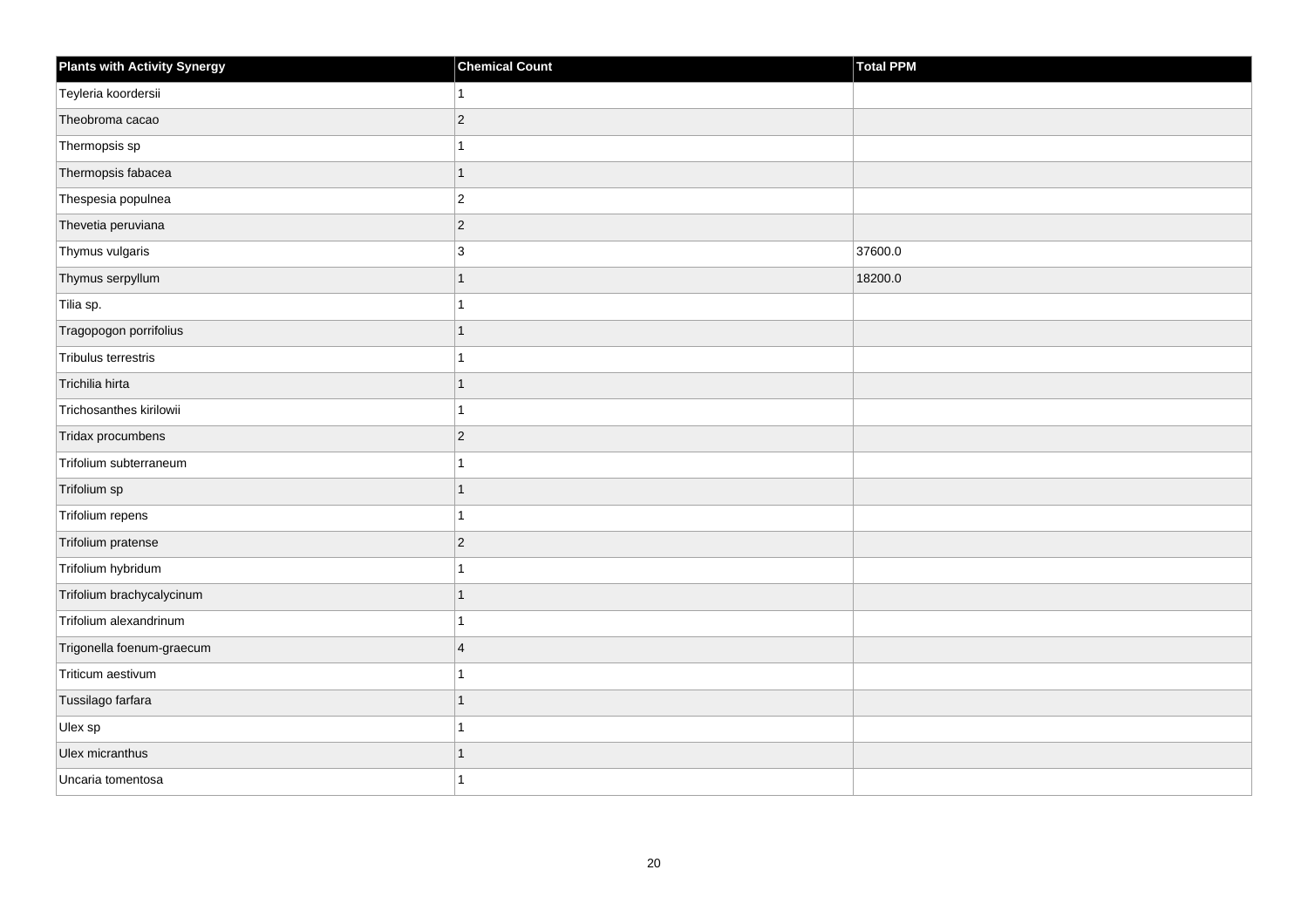| Plants with Activity Synergy | Chemical Count | Total PPM |
| --- | --- | --- |
| Teyleria koordersii | 1 | |
| Theobroma cacao | 2 | |
| Thermopsis sp | 1 | |
| Thermopsis fabacea | 1 | |
| Thespesia populnea | 2 | |
| Thevetia peruviana | 2 | |
| Thymus vulgaris | 3 | 37600.0 |
| Thymus serpyllum | 1 | 18200.0 |
| Tilia sp. | 1 | |
| Tragopogon porrifolius | 1 | |
| Tribulus terrestris | 1 | |
| Trichilia hirta | 1 | |
| Trichosanthes kirilowii | 1 | |
| Tridax procumbens | 2 | |
| Trifolium subterraneum | 1 | |
| Trifolium sp | 1 | |
| Trifolium repens | 1 | |
| Trifolium pratense | 2 | |
| Trifolium hybridum | 1 | |
| Trifolium brachycalycinum | 1 | |
| Trifolium alexandrinum | 1 | |
| Trigonella foenum-graecum | 4 | |
| Triticum aestivum | 1 | |
| Tussilago farfara | 1 | |
| Ulex sp | 1 | |
| Ulex micranthus | 1 | |
| Uncaria tomentosa | 1 | |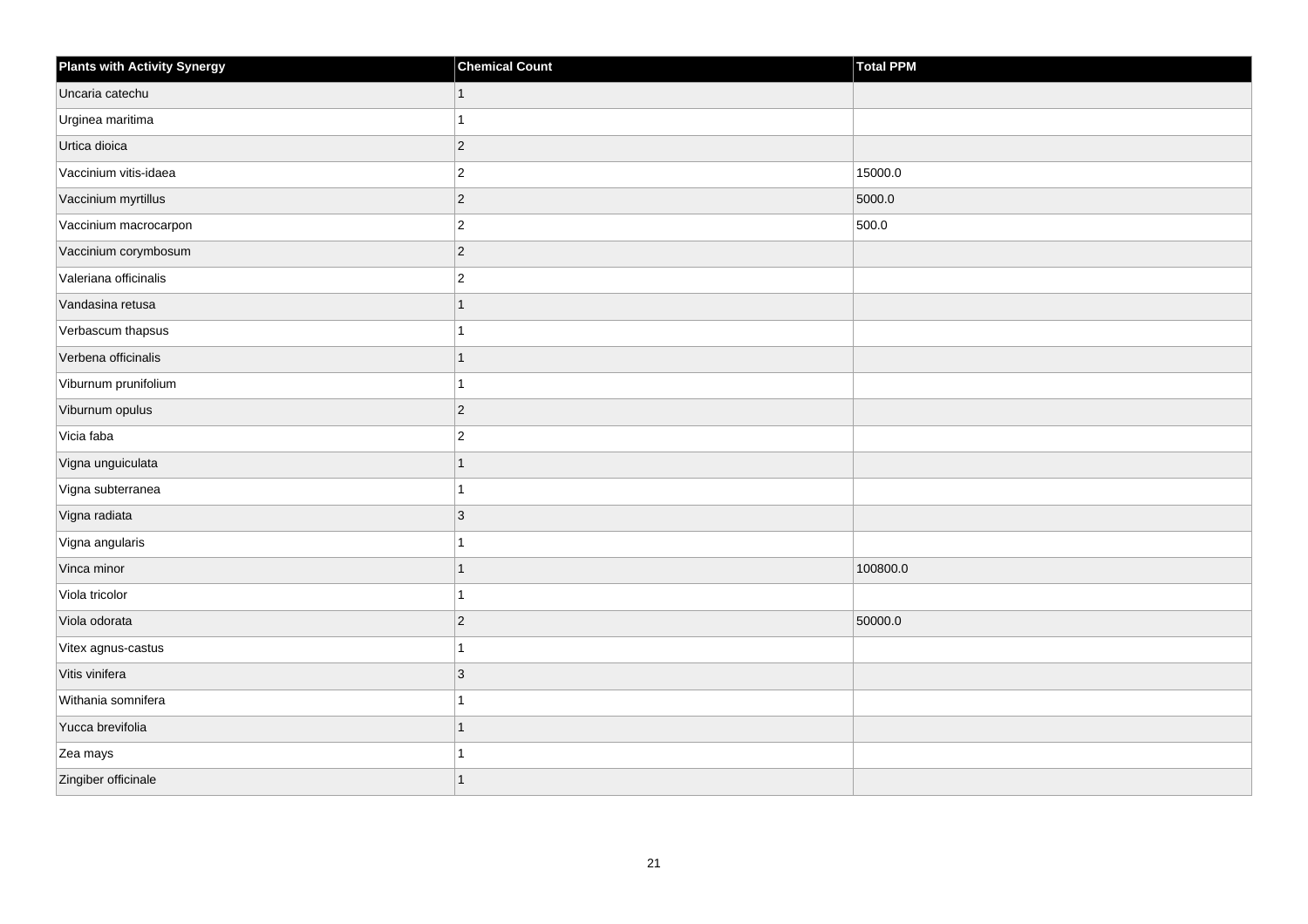| Plants with Activity Synergy | Chemical Count | Total PPM |
| --- | --- | --- |
| Uncaria catechu | 1 | |
| Urginea maritima | 1 | |
| Urtica dioica | 2 | |
| Vaccinium vitis-idaea | 2 | 15000.0 |
| Vaccinium myrtillus | 2 | 5000.0 |
| Vaccinium macrocarpon | 2 | 500.0 |
| Vaccinium corymbosum | 2 | |
| Valeriana officinalis | 2 | |
| Vandasina retusa | 1 | |
| Verbascum thapsus | 1 | |
| Verbena officinalis | 1 | |
| Viburnum prunifolium | 1 | |
| Viburnum opulus | 2 | |
| Vicia faba | 2 | |
| Vigna unguiculata | 1 | |
| Vigna subterranea | 1 | |
| Vigna radiata | 3 | |
| Vigna angularis | 1 | |
| Vinca minor | 1 | 100800.0 |
| Viola tricolor | 1 | |
| Viola odorata | 2 | 50000.0 |
| Vitex agnus-castus | 1 | |
| Vitis vinifera | 3 | |
| Withania somnifera | 1 | |
| Yucca brevifolia | 1 | |
| Zea mays | 1 | |
| Zingiber officinale | 1 | |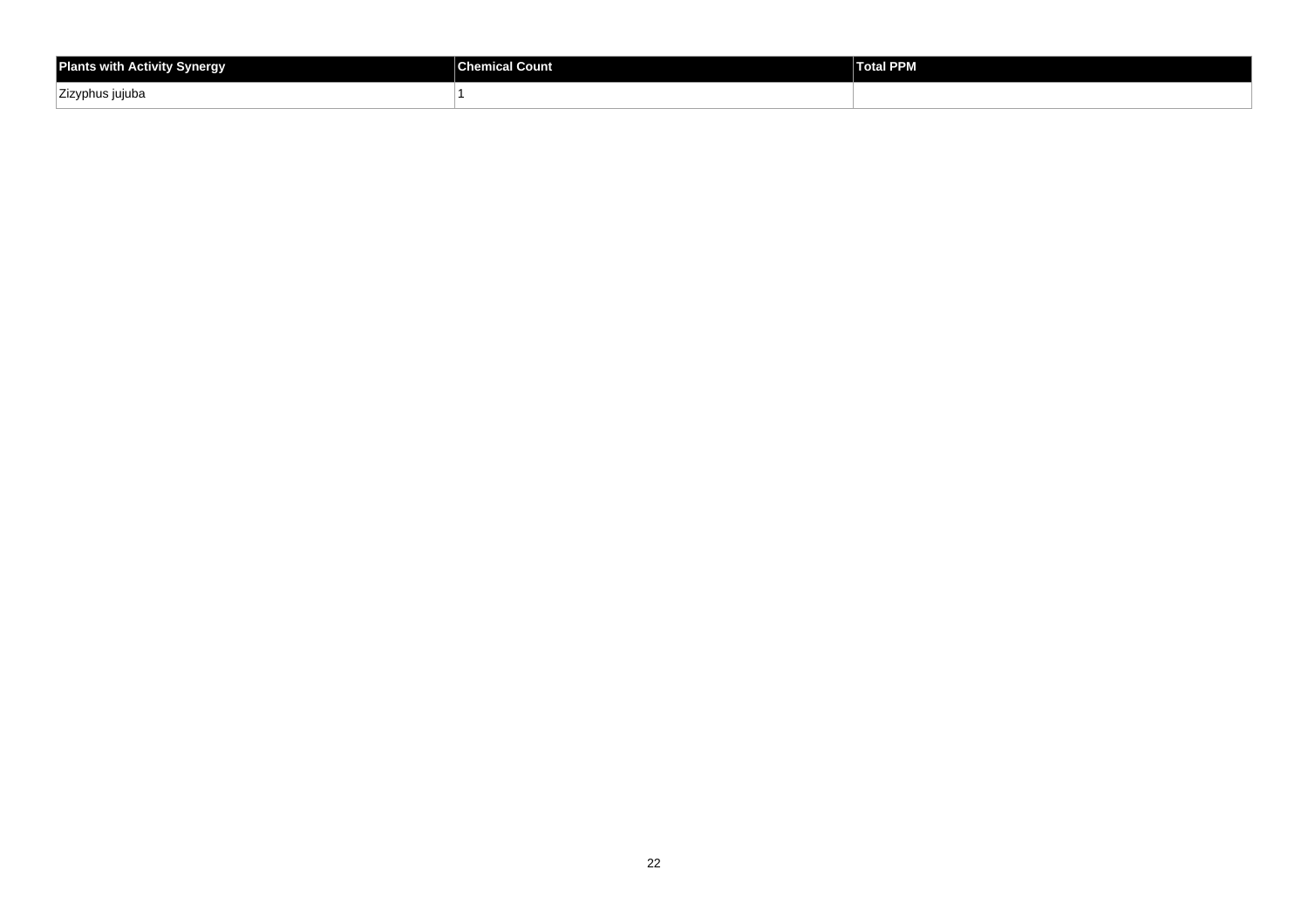| Plants with Activity Synergy | Chemical Count | Total PPM |
| --- | --- | --- |
| Zizyphus jujuba | 1 | |